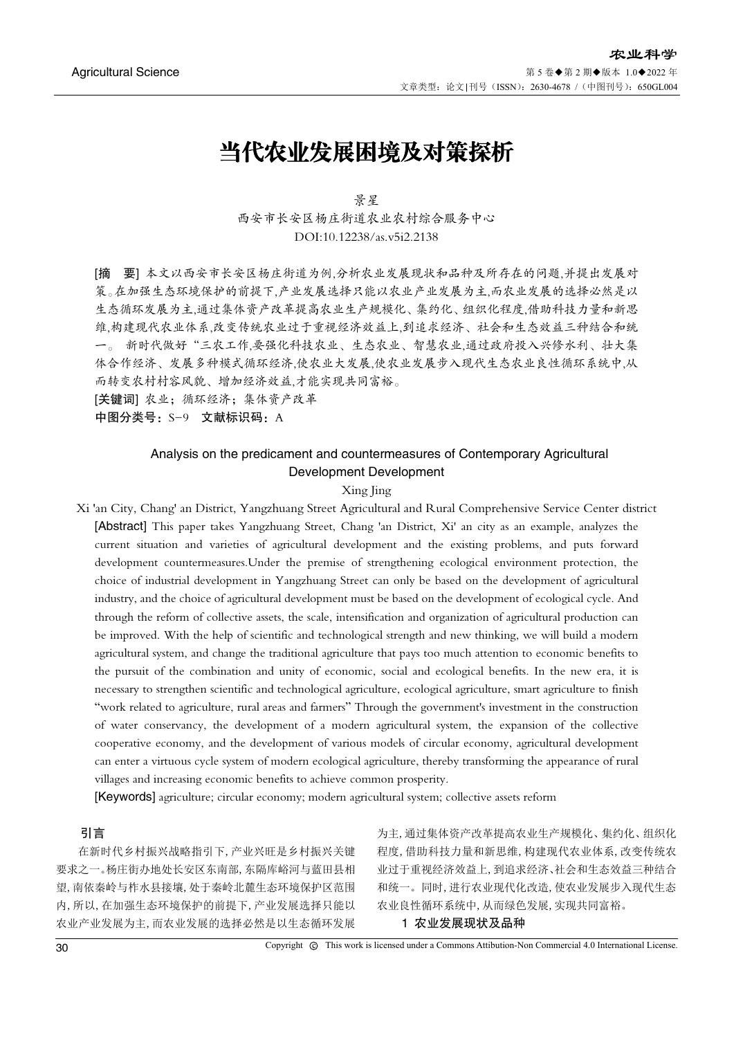# 当代农业发展困境及对策探析

景星

西安市长安区杨庄街道农业农村综合服务中心

DOI:10.12238/as.v5i2.2138

**[摘　要]** 本文以西安市长安区杨庄街道为例,分析农业发展现状和品种及所存在的问题,并提出发展对策。在加强生态环境保护的前提下,产业发展选择只能以农业产业发展为主,而农业发展的选择必然是以生态循环发展为主,通过集体资产改革提高农业生产规模化、集约化、组织化程度,借助科技力量和新思维,构建现代农业体系,改变传统农业过于重视经济效益上,到追求经济、社会和生态效益三种结合和统一。 新时代做好"三农工作,要强化科技农业、生态农业、智慧农业,通过政府投入兴修水利、壮大集体合作经济、发展多种模式循环经济,使农业大发展,使农业发展步入现代生态农业良性循环系统中,从而转变农村村容风貌、增加经济效益,才能实现共同富裕。

**[关键词]** 农业;循环经济;集体资产改革

**中图分类号:** S-9　**文献标识码:** A

## Analysis on the predicament and countermeasures of Contemporary Agricultural Development Development

Xing Jing

Xi 'an City, Chang' an District, Yangzhuang Street Agricultural and Rural Comprehensive Service Center district

**[Abstract]** This paper takes Yangzhuang Street, Chang 'an District, Xi' an city as an example, analyzes the current situation and varieties of agricultural development and the existing problems, and puts forward development countermeasures.Under the premise of strengthening ecological environment protection, the choice of industrial development in Yangzhuang Street can only be based on the development of agricultural industry, and the choice of agricultural development must be based on the development of ecological cycle. And through the reform of collective assets, the scale, intensification and organization of agricultural production can be improved. With the help of scientific and technological strength and new thinking, we will build a modern agricultural system, and change the traditional agriculture that pays too much attention to economic benefits to the pursuit of the combination and unity of economic, social and ecological benefits. In the new era, it is necessary to strengthen scientific and technological agriculture, ecological agriculture, smart agriculture to finish "work related to agriculture, rural areas and farmers" Through the government's investment in the construction of water conservancy, the development of a modern agricultural system, the expansion of the collective cooperative economy, and the development of various models of circular economy, agricultural development can enter a virtuous cycle system of modern ecological agriculture, thereby transforming the appearance of rural villages and increasing economic benefits to achieve common prosperity.

**[Keywords]** agriculture; circular economy; modern agricultural system; collective assets reform

## 引言

在新时代乡村振兴战略指引下,产业兴旺是乡村振兴关键要求之一。杨庄街办地处长安区东南部,东隔库峪河与蓝田县相望,南依秦岭与柞水县接壤,处于秦岭北麓生态环境保护区范围内,所以,在加强生态环境保护的前提下,产业发展选择只能以农业产业发展为主,而农业发展的选择必然是以生态循环发展为主,通过集体资产改革提高农业生产规模化、集约化、组织化程度,借助科技力量和新思维,构建现代农业体系,改变传统农业过于重视经济效益上,到追求经济、社会和生态效益三种结合和统一。同时,进行农业现代化改造,使农业发展步入现代生态农业良性循环系统中,从而绿色发展,实现共同富裕。

## 1 农业发展现状及品种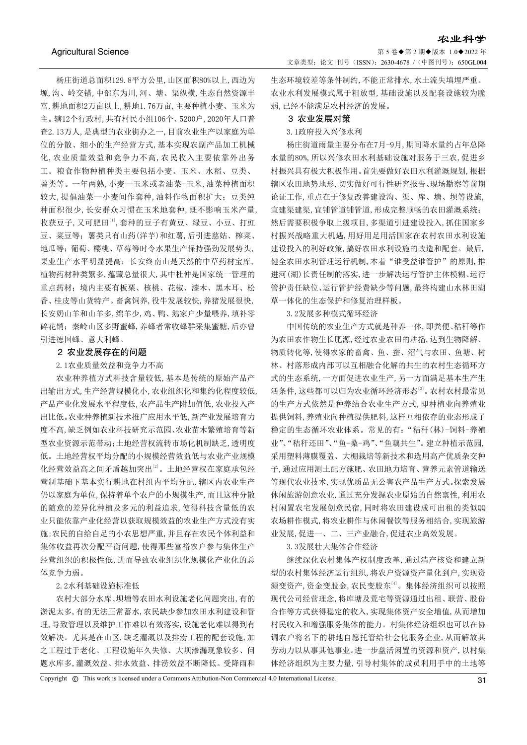杨庄街道总面积129.8平方公里,山区面积80%以上,西边为塬,沟、岭交错,中部东为川,河、塘、渠纵横,生态自然资源丰富,耕地面积2万亩以上,耕地1.76万亩,主要种植小麦、玉米为主。辖12个行政村,共有村民小组106个、5200户,2020年人口普查2.13万人,是典型的农业街办之一,目前农业生产以家庭为单位的分散、细小的生产经营方式,基本实现农副产品加工机械化,农业质量效益和竞争力不高,农民收入主要依靠外出务工。粮食作物种植种类主要包括小麦、玉米、水稻、豆类、薯类等。一年两熟,小麦—玉米或者油菜-玉米,油菜种植面积较大,提倡油菜—小麦间作套种,油料作物面积扩大;豆类纯种面积很少,长安群众习惯在玉米地套种,既不影响玉米产量,收获豆子,又可肥田[1],套种的豆子有黄豆、绿豆、小豆、打豇豆、菜豆等;薯类只有山药(洋芋)和红薯,后引进慈姑、榨菜、地瓜等;葡萄、樱桃、草莓等时令水果生产保持强劲发展势头,果业生产水平明显提高;长安终南山是天然的中草药材宝库,植物药材种类繁多,蕴藏总量很大,其中杜仲是国家统一管理的重点药材;境内主要有板栗、核桃、花椒、漆木、黑木耳、松香、桂皮等山货特产。畜禽饲养,役牛发展较快,养猪发展很快,长安奶山羊和山羊多,绵羊少,鸡、鸭、鹅家户少量喂养,填补零碎花销;秦岭山区多野蜜蜂,养蜂者常收蜂群采集蜜糖,后亦曾引进德国蜂、意大利蜂。

## 2 农业发展存在的问题

### 2.1农业质量效益和竞争力不高

农业种养植方式科技含量较低,基本是传统的原始产品产出输出方式,生产经营规模化小,农业组织化和集约化程度较低,产品产业化发展水平程度低,农产品生产附加值低,农业投入产出比低。农业种养植新技术推广应用水平低,新产业发展培育力度不高,缺乏例如农业科技研究示范园、农业苗木繁殖培育等新型农业资源示范带动;土地经营权流转市场化机制缺乏,透明度低。土地经营权平均分配的小规模经营效益低与农业产业规模化经营效益高之间矛盾越加突出[2]。土地经营权在家庭承包经营制基础下基本实行耕地在村组内平均分配,辖区内农业生产仍以家庭为单位,保持着单个农户的小规模生产,而且这种分散的随意的差异化种植及多元的利益追求,使得科技含量低的农业只能依靠产业化经营以获取规模效益的农业生产方式没有实施;农民的自给自足的小农思想严重,并且存在农民个体利益和集体收益再次分配平衡问题,使得那些富裕农户参与集体生产经营组织的积极性低,进而导致农业组织化规模化产业化的总体竞争力弱。

### 2.2水利基础设施标准低

农村大部分水库、坝塘等农田水利设施老化问题突出,有的淤泥太多,有的无法正常蓄水,农民缺少参加农田水利建设和管理,导致管理以及维护工作难以有效落实,设施老化难以得到有效解决。尤其是在山区,缺乏灌溉以及排涝工程的配套设施,加之工程过于老化、工程设施年久失修、大坝渗漏现象较多、问题水库多,灌溉效益、排水效益、排涝效益不断降低。受降雨和生态环境较差等条件制约,不能正常排水,水土流失填埋严重。农业水利发展模式属于粗放型,基础设施以及配套设施较为脆弱,已经不能满足农村经济的发展。

## 3 农业发展对策

### 3.1政府投入兴修水利

杨庄街道雨量主要分布在7月-9月,期间降水量约占年总降水量的80%,所以兴修农田水利基础设施对服务于三农,促进乡村振兴具有极大积极作用。首先要做好农田水利灌溉规划,根据辖区农田地势地形,切实做好可行性研究报告、现场勘察等前期论证工作,重点在于修复改善建设沟、渠、库、塘、坝等设施,宜建渠建渠,宜铺管道铺管道,形成完整顺畅的农田灌溉系统;然后需要积极争取上级项目,多渠道引进建设投入,抓住国家乡村振兴战略重大机遇,用好用足用活国家在农村农田水利设施建设投入的利好政策,搞好农田水利设施的改造和配套。最后,健全农田水利管理运行机制,本着"谁受益谁管护"的原则,推进河(湖)长责任制的落实,进一步解决运行管护主体模糊、运行管护责任缺位、运行管护经费缺少等问题,最终构建山水林田湖草一体化的生态保护和修复治理样板。

### 3.2发展多种模式循环经济

中国传统的农业生产方式就是种养一体,即粪便、秸秆等作为农田农作物生长肥源,经过农业农田的耕播,达到生物降解、物质转化等,使得农家的畜禽、鱼、蚕、沼气与农田、鱼塘、树林、村落形成内部可以互相融合化解的共生的农村生态循环方式的生态系统,一方面促进农业生产,另一方面满足基本生产生活条件,这些都可以归为农业循环经济形态[3]。农村农村最常见的生产方式依然是种养结合农业生产方式,即种植业向养殖业提供饲料,养殖业向种植提供肥料,这样互相依存的业态形成了稳定的生态循环农业体系。常见的有:"秸秆(林)-饲料-养殖业"、"秸秆还田"、"鱼-桑-鸡"、"鱼藕共生"。建立种植示范园,采用塑料薄膜覆盖、大棚栽培等新技术和选用高产优质杂交种子,通过应用测土配方施肥、农田地力培育、营养元素管道输送等现代农业技术,实现优质品无公害农产品生产方式。探索发展休闲旅游创意农业,通过充分发掘农业原始的自然禀性,利用农村闲置农宅发展创意民宿,同时将农田建设成可出租的类似QQ农场耕作模式,将农业耕作与休闲餐饮等服务相结合,实现旅游业发展,促进一、二、三产业融合,促进农业高效发展。

### 3.3发展壮大集体合作经济

继续深化农村集体产权制度改革,通过清产核资和建立新型的农村集体经济运行组织,将农户资源资产量化到户,实现资源变资产,资金变股金,农民变股东[4]。集体经济组织可以按照现代公司经营理念,将库塘及荒宅等资源通过出租、联营、股份合作等方式获得稳定的收入,实现集体资产安全增值,从而增加村民收入和增强服务集体的能力。村集体经济组织也可以在协调农户将名下的耕地自愿托管给社会化服务企业,从而解放其劳动力以从事其他事业。进一步盘活闲置的资源和资产,以村集体经济组织为主要力量,引导村集体的成员利用手中的土地等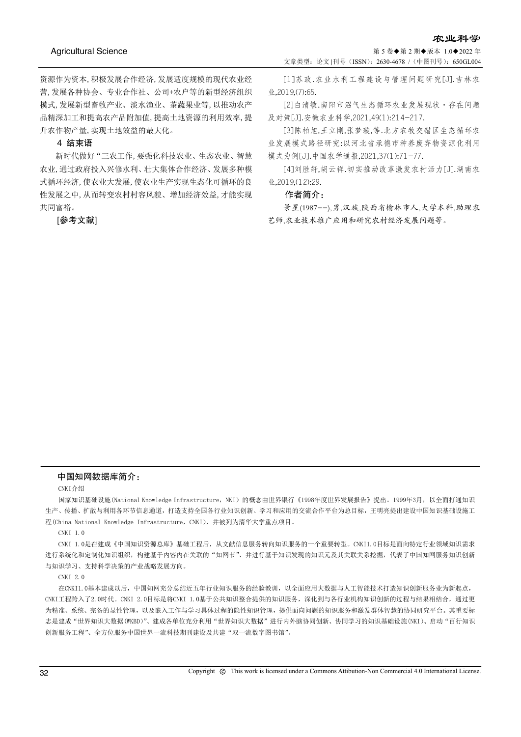资源作为资本,积极发展合作经济,发展适度规模的现代农业经营,发展各种协会、专业合作社、公司+农户等的新型经济组织模式,发展新型畜牧产业、淡水渔业、茶蔬果业等,以推动农产品精深加工和提高农产品附加值,提高土地资源的利用效率,提升农作物产量,实现土地效益的最大化。

## 4 结束语

新时代做好"三农工作,要强化科技农业、生态农业、智慧农业,通过政府投入兴修水利、壮大集体合作经济、发展多种模式循环经济,使农业大发展,使农业生产实现生态化可循环的良性发展之中,从而转变农村村容风貌、增加经济效益,才能实现共同富裕。

## [参考文献]

[1]苏政.农业水利工程建设与管理问题研究[J].吉林农业,2019,(7):65.

[2]白清敏.南阳市沼气生态循环农业发展现状·存在问题及对策[J].安徽农业科学,2021,49(1):214-217.

[3]陈柏旭,王立刚,张梦璇,等.北方农牧交错区生态循环农业发展模式路径研究:以河北省承德市种养废弃物资源化利用模式为例[J].中国农学通报,2021,37(1):71-77.

[4]刘胜轩,胡云祥.切实推动改革激发农村活力[J].湖南农业,2019,(12):29.

## 作者简介:

景星(1987--),男,汉族,陕西省榆林市人,大学本科,助理农艺师,农业技术推广应用和研究农村经济发展问题等。

---

## 中国知网数据库简介:

CNKI介绍

国家知识基础设施(National Knowledge Infrastructure, NKI)的概念由世界银行《1998年度世界发展报告》提出。1999年3月,以全面打通知识生产、传播、扩散与利用各环节信息通道,打造支持全国各行业知识创新、学习和应用的交流合作平台为总目标,王明亮提出建设中国知识基础设施工程(China National Knowledge Infrastructure, CNKI),并被列为清华大学重点项目。

CNKI 1.0

CNKI 1.0是在建成《中国知识资源总库》基础工程后,从文献信息服务转向知识服务的一个重要转型。CNKI1.0目标是面向特定行业领域知识需求进行系统化和定制化知识组织,构建基于内容内在关联的"知网节"、并进行基于知识发现的知识元及其关联关系挖掘,代表了中国知网服务知识创新与知识学习、支持科学决策的产业战略发展方向。

CNKI 2.0

在CNKI1.0基本建成以后,中国知网充分总结近五年行业知识服务的经验教训,以全面应用大数据与人工智能技术打造知识创新服务业为新起点,CNKI工程跨入了2.0时代。CNKI 2.0目标是将CNKI 1.0基于公共知识整合提供的知识服务,深化到与各行业机构知识创新的过程与结果相结合,通过更为精准、系统、完备的显性管理,以及嵌入工作与学习具体过程的隐性知识管理,提供面向问题的知识服务和激发群体智慧的协同研究平台。其重要标志是建成"世界知识大数据(WKBD)"、建成各单位充分利用"世界知识大数据"进行内外脑协同创新、协同学习的知识基础设施(NKI)、启动"百行知识创新服务工程"、全方位服务中国世界一流科技期刊建设及共建"双一流数字图书馆"。